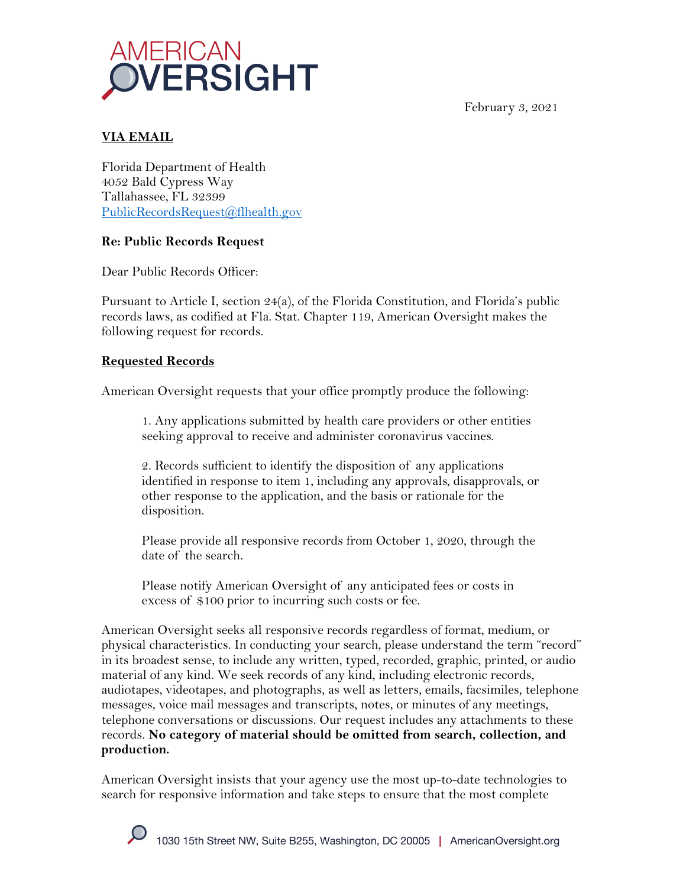AMERICAN OVERSIGHT

February 3, 2021

**VIA EMAIL**

Florida Department of Health
4052 Bald Cypress Way
Tallahassee, FL 32399
PublicRecordsRequest@flhealth.gov

**Re: Public Records Request**

Dear Public Records Officer:

Pursuant to Article I, section 24(a), of the Florida Constitution, and Florida's public records laws, as codified at Fla. Stat. Chapter 119, American Oversight makes the following request for records.

**Requested Records**

American Oversight requests that your office promptly produce the following:

> 1. Any applications submitted by health care providers or other entities seeking approval to receive and administer coronavirus vaccines.
>
> 2. Records sufficient to identify the disposition of any applications identified in response to item 1, including any approvals, disapprovals, or other response to the application, and the basis or rationale for the disposition.
>
> Please provide all responsive records from October 1, 2020, through the date of the search.
>
> Please notify American Oversight of any anticipated fees or costs in excess of $100 prior to incurring such costs or fee.

American Oversight seeks all responsive records regardless of format, medium, or physical characteristics. In conducting your search, please understand the term "record" in its broadest sense, to include any written, typed, recorded, graphic, printed, or audio material of any kind. We seek records of any kind, including electronic records, audiotapes, videotapes, and photographs, as well as letters, emails, facsimiles, telephone messages, voice mail messages and transcripts, notes, or minutes of any meetings, telephone conversations or discussions. Our request includes any attachments to these records. **No category of material should be omitted from search, collection, and production.**

American Oversight insists that your agency use the most up-to-date technologies to search for responsive information and take steps to ensure that the most complete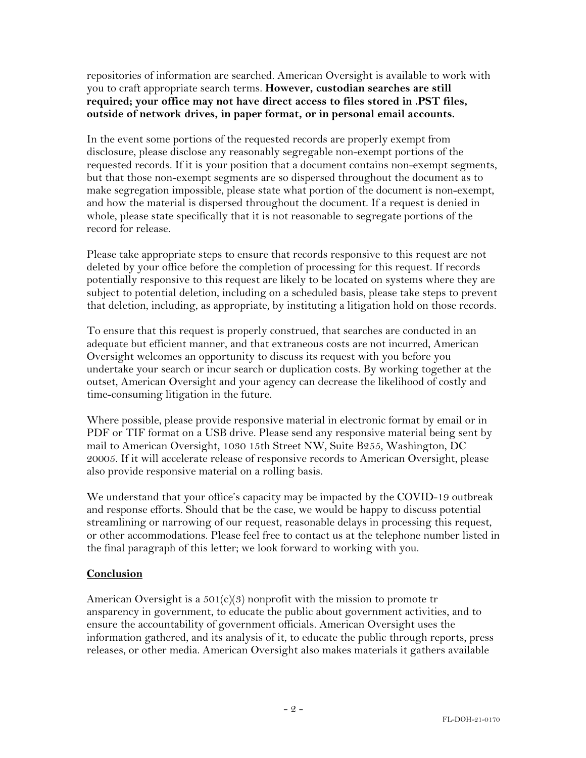repositories of information are searched. American Oversight is available to work with you to craft appropriate search terms. **However, custodian searches are still required; your office may not have direct access to files stored in .PST files, outside of network drives, in paper format, or in personal email accounts.**

In the event some portions of the requested records are properly exempt from disclosure, please disclose any reasonably segregable non-exempt portions of the requested records. If it is your position that a document contains non-exempt segments, but that those non-exempt segments are so dispersed throughout the document as to make segregation impossible, please state what portion of the document is non-exempt, and how the material is dispersed throughout the document. If a request is denied in whole, please state specifically that it is not reasonable to segregate portions of the record for release.

Please take appropriate steps to ensure that records responsive to this request are not deleted by your office before the completion of processing for this request. If records potentially responsive to this request are likely to be located on systems where they are subject to potential deletion, including on a scheduled basis, please take steps to prevent that deletion, including, as appropriate, by instituting a litigation hold on those records.

To ensure that this request is properly construed, that searches are conducted in an adequate but efficient manner, and that extraneous costs are not incurred, American Oversight welcomes an opportunity to discuss its request with you before you undertake your search or incur search or duplication costs. By working together at the outset, American Oversight and your agency can decrease the likelihood of costly and time-consuming litigation in the future.

Where possible, please provide responsive material in electronic format by email or in PDF or TIF format on a USB drive. Please send any responsive material being sent by mail to American Oversight, 1030 15th Street NW, Suite B255, Washington, DC 20005. If it will accelerate release of responsive records to American Oversight, please also provide responsive material on a rolling basis.

We understand that your office's capacity may be impacted by the COVID-19 outbreak and response efforts. Should that be the case, we would be happy to discuss potential streamlining or narrowing of our request, reasonable delays in processing this request, or other accommodations. Please feel free to contact us at the telephone number listed in the final paragraph of this letter; we look forward to working with you.

## Conclusion

American Oversight is a 501(c)(3) nonprofit with the mission to promote tr ansparency in government, to educate the public about government activities, and to ensure the accountability of government officials. American Oversight uses the information gathered, and its analysis of it, to educate the public through reports, press releases, or other media. American Oversight also makes materials it gathers available

FL-DOH-21-0170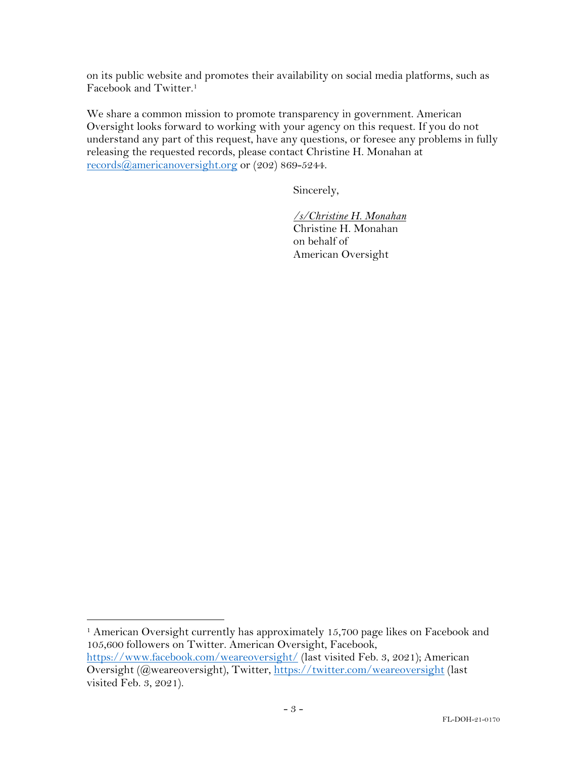on its public website and promotes their availability on social media platforms, such as Facebook and Twitter.[1]

We share a common mission to promote transparency in government. American Oversight looks forward to working with your agency on this request. If you do not understand any part of this request, have any questions, or foresee any problems in fully releasing the requested records, please contact Christine H. Monahan at [records@americanoversight.org](mailto:records@americanoversight.org) or (202) 869-5244.

Sincerely,

*/s/Christine H. Monahan*
Christine H. Monahan
on behalf of
American Oversight

---

[1] American Oversight currently has approximately 15,700 page likes on Facebook and 105,600 followers on Twitter. American Oversight, Facebook, [https://www.facebook.com/weareoversight/](https://www.facebook.com/weareoversight/) (last visited Feb. 3, 2021); American Oversight (@weareoversight), Twitter, [https://twitter.com/weareoversight](https://twitter.com/weareoversight) (last visited Feb. 3, 2021).

FL-DOH-21-0170